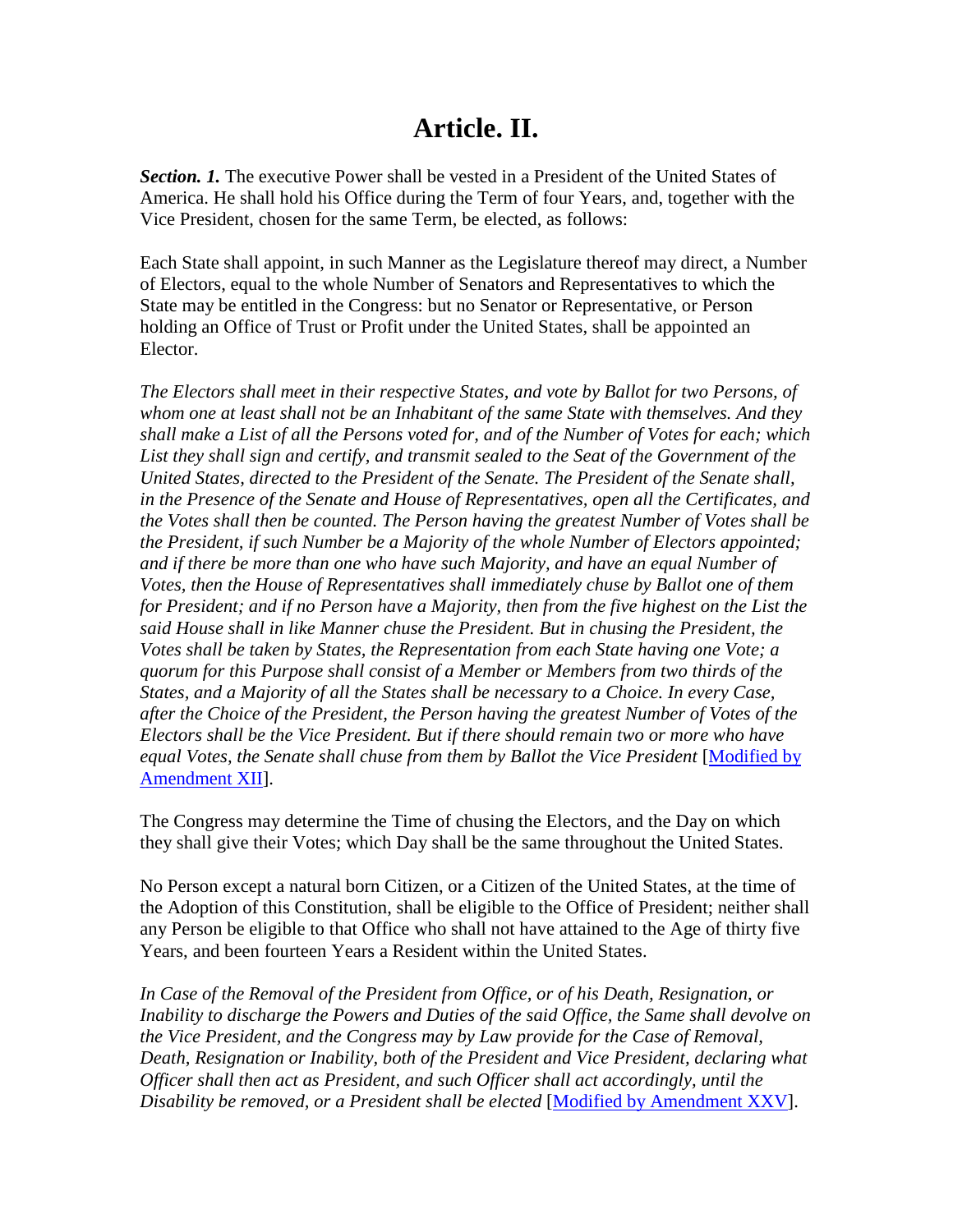# Article. II.

***Section. 1.*** The executive Power shall be vested in a President of the United States of America. He shall hold his Office during the Term of four Years, and, together with the Vice President, chosen for the same Term, be elected, as follows:

Each State shall appoint, in such Manner as the Legislature thereof may direct, a Number of Electors, equal to the whole Number of Senators and Representatives to which the State may be entitled in the Congress: but no Senator or Representative, or Person holding an Office of Trust or Profit under the United States, shall be appointed an Elector.

*The Electors shall meet in their respective States, and vote by Ballot for two Persons, of whom one at least shall not be an Inhabitant of the same State with themselves. And they shall make a List of all the Persons voted for, and of the Number of Votes for each; which List they shall sign and certify, and transmit sealed to the Seat of the Government of the United States, directed to the President of the Senate. The President of the Senate shall, in the Presence of the Senate and House of Representatives, open all the Certificates, and the Votes shall then be counted. The Person having the greatest Number of Votes shall be the President, if such Number be a Majority of the whole Number of Electors appointed; and if there be more than one who have such Majority, and have an equal Number of Votes, then the House of Representatives shall immediately chuse by Ballot one of them for President; and if no Person have a Majority, then from the five highest on the List the said House shall in like Manner chuse the President. But in chusing the President, the Votes shall be taken by States, the Representation from each State having one Vote; a quorum for this Purpose shall consist of a Member or Members from two thirds of the States, and a Majority of all the States shall be necessary to a Choice. In every Case, after the Choice of the President, the Person having the greatest Number of Votes of the Electors shall be the Vice President. But if there should remain two or more who have equal Votes, the Senate shall chuse from them by Ballot the Vice President* [Modified by Amendment XII].

The Congress may determine the Time of chusing the Electors, and the Day on which they shall give their Votes; which Day shall be the same throughout the United States.

No Person except a natural born Citizen, or a Citizen of the United States, at the time of the Adoption of this Constitution, shall be eligible to the Office of President; neither shall any Person be eligible to that Office who shall not have attained to the Age of thirty five Years, and been fourteen Years a Resident within the United States.

*In Case of the Removal of the President from Office, or of his Death, Resignation, or Inability to discharge the Powers and Duties of the said Office, the Same shall devolve on the Vice President, and the Congress may by Law provide for the Case of Removal, Death, Resignation or Inability, both of the President and Vice President, declaring what Officer shall then act as President, and such Officer shall act accordingly, until the Disability be removed, or a President shall be elected* [Modified by Amendment XXV].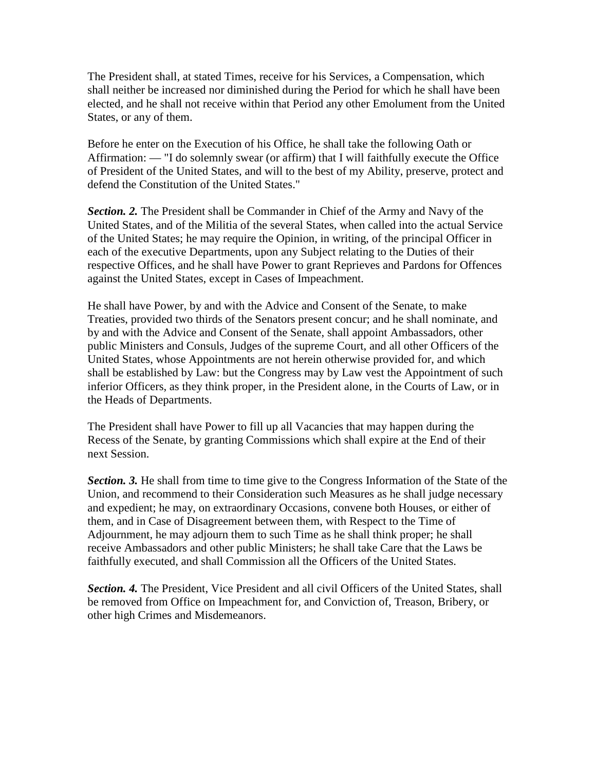The President shall, at stated Times, receive for his Services, a Compensation, which shall neither be increased nor diminished during the Period for which he shall have been elected, and he shall not receive within that Period any other Emolument from the United States, or any of them.

Before he enter on the Execution of his Office, he shall take the following Oath or Affirmation: — "I do solemnly swear (or affirm) that I will faithfully execute the Office of President of the United States, and will to the best of my Ability, preserve, protect and defend the Constitution of the United States."

***Section. 2.*** The President shall be Commander in Chief of the Army and Navy of the United States, and of the Militia of the several States, when called into the actual Service of the United States; he may require the Opinion, in writing, of the principal Officer in each of the executive Departments, upon any Subject relating to the Duties of their respective Offices, and he shall have Power to grant Reprieves and Pardons for Offences against the United States, except in Cases of Impeachment.

He shall have Power, by and with the Advice and Consent of the Senate, to make Treaties, provided two thirds of the Senators present concur; and he shall nominate, and by and with the Advice and Consent of the Senate, shall appoint Ambassadors, other public Ministers and Consuls, Judges of the supreme Court, and all other Officers of the United States, whose Appointments are not herein otherwise provided for, and which shall be established by Law: but the Congress may by Law vest the Appointment of such inferior Officers, as they think proper, in the President alone, in the Courts of Law, or in the Heads of Departments.

The President shall have Power to fill up all Vacancies that may happen during the Recess of the Senate, by granting Commissions which shall expire at the End of their next Session.

***Section. 3.*** He shall from time to time give to the Congress Information of the State of the Union, and recommend to their Consideration such Measures as he shall judge necessary and expedient; he may, on extraordinary Occasions, convene both Houses, or either of them, and in Case of Disagreement between them, with Respect to the Time of Adjournment, he may adjourn them to such Time as he shall think proper; he shall receive Ambassadors and other public Ministers; he shall take Care that the Laws be faithfully executed, and shall Commission all the Officers of the United States.

***Section. 4.*** The President, Vice President and all civil Officers of the United States, shall be removed from Office on Impeachment for, and Conviction of, Treason, Bribery, or other high Crimes and Misdemeanors.